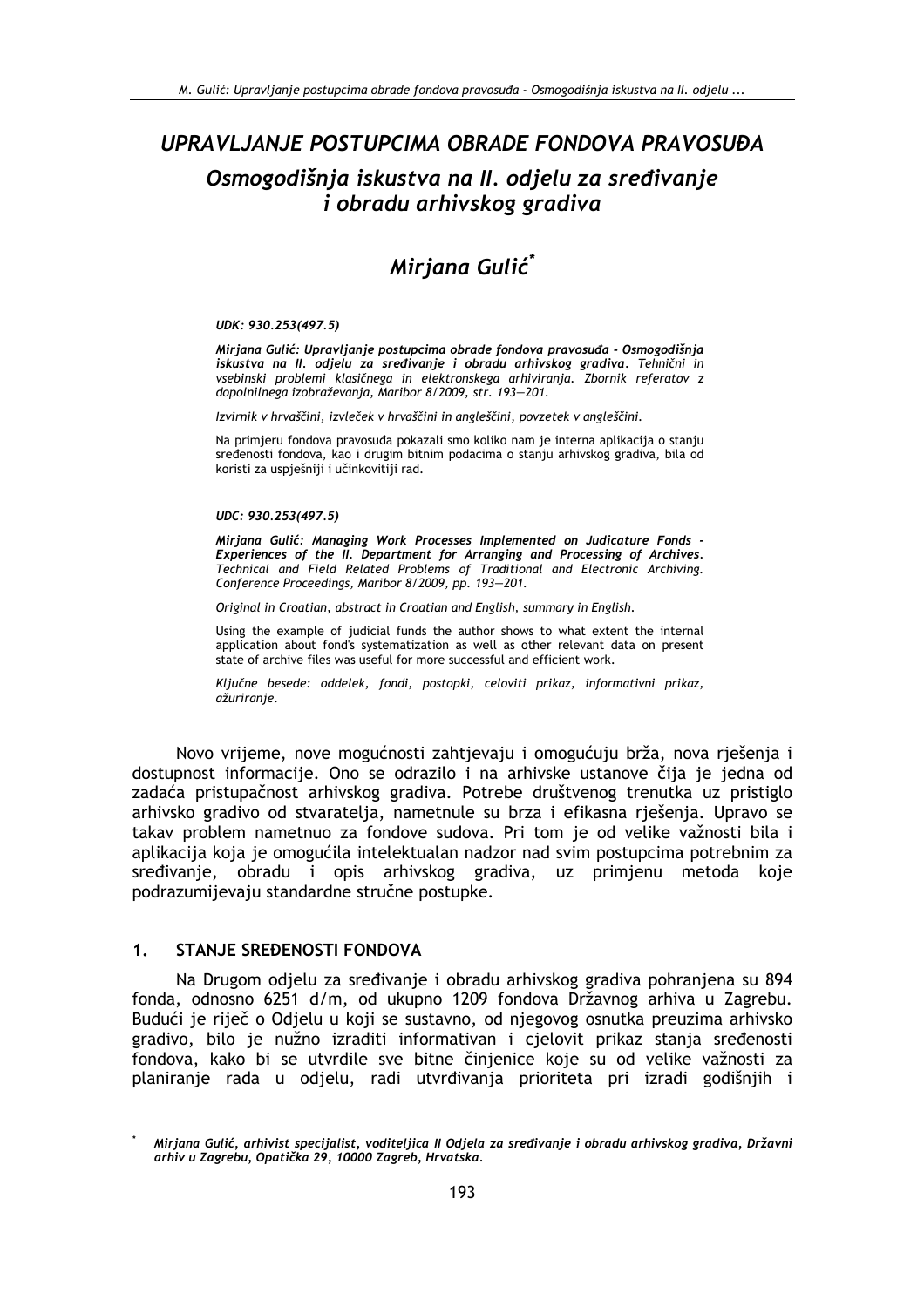# UPRAVLJANJE POSTUPCIMA OBRADE FONDOVA PRAVOSUĐA

## Osmogodišnja iskustva na II. odjelu za sređivanje i obradu arhivskog gradiva

### Mirjana Gulić*

*UDK: 930.253(497.5)*

***Mirjana Gulić: Upravljanje postupcima obrade fondova pravosuđa - Osmogodišnja iskustva na II. odjelu za sređivanje i obradu arhivskog gradiva****. Tehnični in vsebinski problemi klasičnega in elektronskega arhiviranja. Zbornik referatov z dopolnilnega izobraževanja, Maribor 8/2009, str. 193—201.*

*Izvirnik v hrvaščini, izvleček v hrvaščini in angleščini, povzetek v angleščini.*

Na primjeru fondova pravosuđa pokazali smo koliko nam je interna aplikacija o stanju sređenosti fondova, kao i drugim bitnim podacima o stanju arhivskog gradiva, bila od koristi za uspješniji i učinkovitiji rad.

*UDC: 930.253(497.5)*

***Mirjana Gulić: Managing Work Processes Implemented on Judicature Fonds - Experiences of the II. Department for Arranging and Processing of Archives****. Technical and Field Related Problems of Traditional and Electronic Archiving. Conference Proceedings, Maribor 8/2009, pp. 193—201.*

*Original in Croatian, abstract in Croatian and English, summary in English.*

Using the example of judicial funds the author shows to what extent the internal application about fond's systematization as well as other relevant data on present state of archive files was useful for more successful and efficient work.

*Ključne besede: oddelek, fondi, postopki, celoviti prikaz, informativni prikaz, ažuriranje.*

Novo vrijeme, nove mogućnosti zahtjevaju i omogućuju brža, nova rješenja i dostupnost informacije. Ono se odrazilo i na arhivske ustanove čija je jedna od zadaća pristupačnost arhivskog gradiva. Potrebe društvenog trenutka uz pristiglo arhivsko gradivo od stvaratelja, nametnule su brza i efikasna rješenja. Upravo se takav problem nametnuo za fondove sudova. Pri tom je od velike važnosti bila i aplikacija koja je omogućila intelektualan nadzor nad svim postupcima potrebnim za sređivanje, obradu i opis arhivskog gradiva, uz primjenu metoda koje podrazumijevaju standardne stručne postupke.

## 1. STANJE SREĐENOSTI FONDOVA

Na Drugom odjelu za sređivanje i obradu arhivskog gradiva pohranjena su 894 fonda, odnosno 6251 d/m, od ukupno 1209 fondova Državnog arhiva u Zagrebu. Budući je riječ o Odjelu u koji se sustavno, od njegovog osnutka preuzima arhivsko gradivo, bilo je nužno izraditi informativan i cjelovit prikaz stanja sređenosti fondova, kako bi se utvrdile sve bitne činjenice koje su od velike važnosti za planiranje rada u odjelu, radi utvrđivanja prioriteta pri izradi godišnjih i

---

* *Mirjana Gulić, arhivist specijalist, voditeljica II Odjela za sređivanje i obradu arhivskog gradiva, Državni arhiv u Zagrebu, Opatička 29, 10000 Zagreb, Hrvatska.*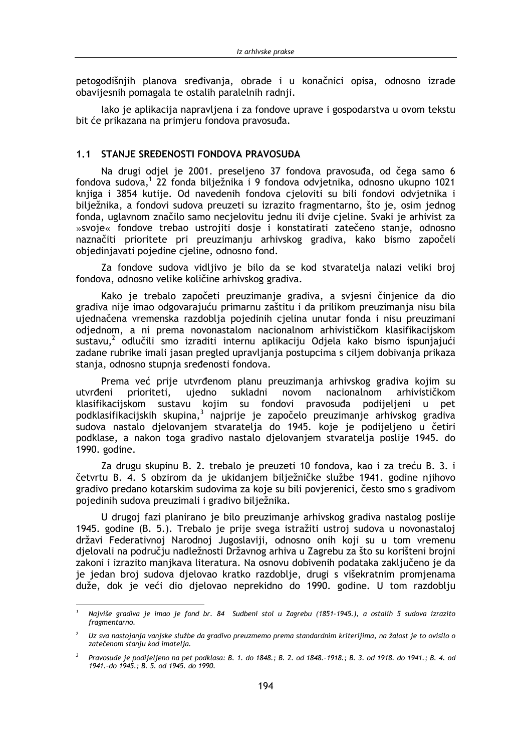petogodišnjih planova sređivanja, obrade i u konačnici opisa, odnosno izrade obavijesnih pomagala te ostalih paralelnih radnji.

Iako je aplikacija napravljena i za fondove uprave i gospodarstva u ovom tekstu bit će prikazana na primjeru fondova pravosuđa.

## 1.1 STANJE SREĐENOSTI FONDOVA PRAVOSUĐA

Na drugi odjel je 2001. preseljeno 37 fondova pravosuđa, od čega samo 6 fondova sudova,[1] 22 fonda bilježnika i 9 fondova odvjetnika, odnosno ukupno 1021 knjiga i 3854 kutije. Od navedenih fondova cjeloviti su bili fondovi odvjetnika i bilježnika, a fondovi sudova preuzeti su izrazito fragmentarno, što je, osim jednog fonda, uglavnom značilo samo necjelovitu jednu ili dvije cjeline. Svaki je arhivist za »svoje« fondove trebao ustrojiti dosje i konstatirati zatečeno stanje, odnosno naznačiti prioritete pri preuzimanju arhivskog gradiva, kako bismo započeli objedinjavati pojedine cjeline, odnosno fond.

Za fondove sudova vidljivo je bilo da se kod stvaratelja nalazi veliki broj fondova, odnosno velike količine arhivskog gradiva.

Kako je trebalo započeti preuzimanje gradiva, a svjesni činjenice da dio gradiva nije imao odgovarajuću primarnu zaštitu i da prilikom preuzimanja nisu bila ujednačena vremenska razdoblja pojedinih cjelina unutar fonda i nisu preuzimani odjednom, a ni prema novonastalom nacionalnom arhivističkom klasifikacijskom sustavu,[2] odlučili smo izraditi internu aplikaciju Odjela kako bismo ispunjajući zadane rubrike imali jasan pregled upravljanja postupcima s ciljem dobivanja prikaza stanja, odnosno stupnja sređenosti fondova.

Prema već prije utvrđenom planu preuzimanja arhivskog gradiva kojim su utvrđeni prioriteti, ujedno sukladni novom nacionalnom arhivističkom klasifikacijskom sustavu kojim su fondovi pravosuđa podijeljeni u pet podklasifikacijskih skupina,[3] najprije je započelo preuzimanje arhivskog gradiva sudova nastalo djelovanjem stvaratelja do 1945. koje je podijeljeno u četiri podklase, a nakon toga gradivo nastalo djelovanjem stvaratelja poslije 1945. do 1990. godine.

Za drugu skupinu B. 2. trebalo je preuzeti 10 fondova, kao i za treću B. 3. i četvrtu B. 4. S obzirom da je ukidanjem bilježničke službe 1941. godine njihovo gradivo predano kotarskim sudovima za koje su bili povjerenici, često smo s gradivom pojedinih sudova preuzimali i gradivo bilježnika.

U drugoj fazi planirano je bilo preuzimanje arhivskog gradiva nastalog poslije 1945. godine (B. 5.). Trebalo je prije svega istražiti ustroj sudova u novonastaloj državi Federativnoj Narodnoj Jugoslaviji, odnosno onih koji su u tom vremenu djelovali na području nadležnosti Državnog arhiva u Zagrebu za što su korišteni brojni zakoni i izrazito manjkava literatura. Na osnovu dobivenih podataka zaključeno je da je jedan broj sudova djelovao kratko razdoblje, drugi s višekratnim promjenama duže, dok je veći dio djelovao neprekidno do 1990. godine. U tom razdoblju

---

[1] *Najviše gradiva je imao je fond br. 84 Sudbeni stol u Zagrebu (1851-1945.), a ostalih 5 sudova izrazito fragmentarno.*

[2] *Uz sva nastojanja vanjske službe da gradivo preuzmemo prema standardnim kriterijima, na žalost je to ovisilo o zatečenom stanju kod imatelja.*

[3] *Pravosuđe je podijeljeno na pet podklasa: B. 1. do 1848.; B. 2. od 1848.-1918.; B. 3. od 1918. do 1941.; B. 4. od 1941.-do 1945.; B. 5. od 1945. do 1990.*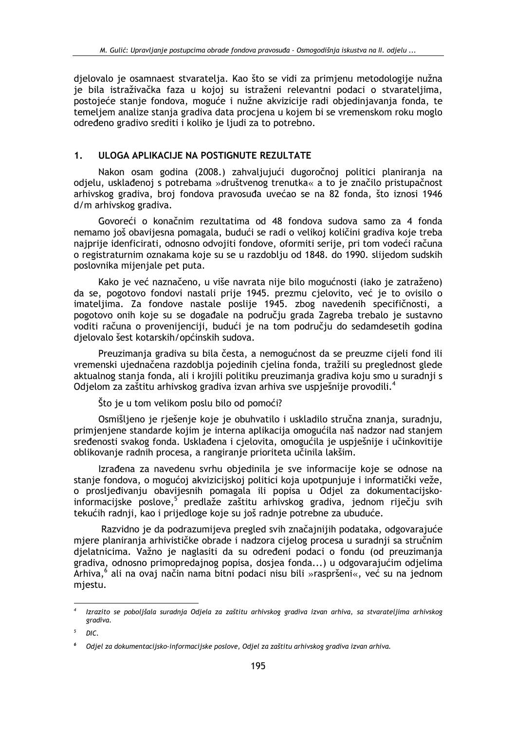djelovalo je osamnaest stvaratelja. Kao što se vidi za primjenu metodologije nužna je bila istraživačka faza u kojoj su istraženi relevantni podaci o stvarateljima, postojeće stanje fondova, moguće i nužne akvizicije radi objedinjavanja fonda, te temeljem analize stanja gradiva data procjena u kojem bi se vremenskom roku moglo određeno gradivo srediti i koliko je ljudi za to potrebno.

## 1. ULOGA APLIKACIJE NA POSTIGNUTE REZULTATE

Nakon osam godina (2008.) zahvaljujući dugoročnoj politici planiranja na odjelu, usklađenoj s potrebama »društvenog trenutka« a to je značilo pristupačnost arhivskog gradiva, broj fondova pravosuđa uvećao se na 82 fonda, što iznosi 1946 d/m arhivskog gradiva.

Govoreći o konačnim rezultatima od 48 fondova sudova samo za 4 fonda nemamo još obavijesna pomagala, budući se radi o velikoj količini gradiva koje treba najprije idenficirati, odnosno odvojiti fondove, oformiti serije, pri tom vodeći računa o registraturnim oznakama koje su se u razdoblju od 1848. do 1990. slijedom sudskih poslovnika mijenjale pet puta.

Kako je već naznačeno, u više navrata nije bilo mogućnosti (iako je zatraženo) da se, pogotovo fondovi nastali prije 1945. prezmu cjelovito, već je to ovisilo o imateljima. Za fondove nastale poslije 1945. zbog navedenih specifičnosti, a pogotovo onih koje su se događale na području grada Zagreba trebalo je sustavno voditi računa o provenijenciji, budući je na tom području do sedamdesetih godina djelovalo šest kotarskih/općinskih sudova.

Preuzimanja gradiva su bila česta, a nemogućnost da se preuzme cijeli fond ili vremenski ujednačena razdoblja pojedinih cjelina fonda, tražili su preglednost glede aktualnog stanja fonda, ali i krojili politiku preuzimanja gradiva koju smo u suradnji s Odjelom za zaštitu arhivskog gradiva izvan arhiva sve uspješnije provodili.[4]

Što je u tom velikom poslu bilo od pomoći?

Osmišljeno je rješenje koje je obuhvatilo i uskladilo stručna znanja, suradnju, primjenjene standarde kojim je interna aplikacija omogućila naš nadzor nad stanjem sređenosti svakog fonda. Usklađena i cjelovita, omogućila je uspješnije i učinkovitije oblikovanje radnih procesa, a rangiranje prioriteta učinila lakšim.

Izrađena za navedenu svrhu objedinila je sve informacije koje se odnose na stanje fondova, o mogućoj akvizicijskoj politici koja upotpunjuje i informatički veže, o prosljeđivanju obavijesnih pomagala ili popisa u Odjel za dokumentacijsko-informacijske poslove,[5] predlaže zaštitu arhivskog gradiva, jednom riječju svih tekućih radnji, kao i prijedloge koje su još radnje potrebne za ubuduće.

Razvidno je da podrazumijeva pregled svih značajnijih podataka, odgovarajuće mjere planiranja arhivističke obrade i nadzora cijelog procesa u suradnji sa stručnim djelatnicima. Važno je naglasiti da su određeni podaci o fondu (od preuzimanja gradiva, odnosno primopredajnog popisa, dosjea fonda...) u odgovarajućim odjelima Arhiva,[6] ali na ovaj način nama bitni podaci nisu bili »raspršeni«, već su na jednom mjestu.

---

[4] *Izrazito se poboljšala suradnja Odjela za zaštitu arhivskog gradiva izvan arhiva, sa stvarateljima arhivskog gradiva.*

[5] *DIC.*

[6] *Odjel za dokumentacijsko-informacijske poslove, Odjel za zaštitu arhivskog gradiva izvan arhiva.*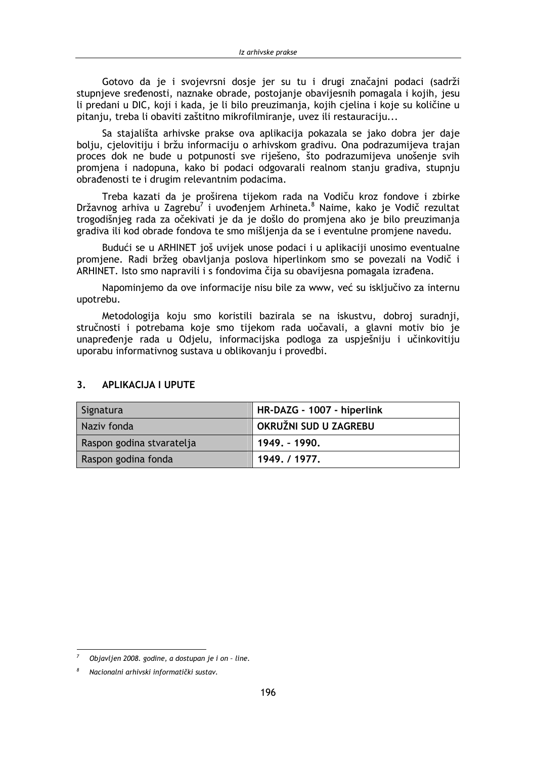Gotovo da je i svojevrsni dosje jer su tu i drugi značajni podaci (sadrži stupnjeve sređenosti, naznake obrade, postojanje obavijesnih pomagala i kojih, jesu li predani u DIC, koji i kada, je li bilo preuzimanja, kojih cjelina i koje su količine u pitanju, treba li obaviti zaštitno mikrofilmiranje, uvez ili restauraciju...

Sa stajališta arhivske prakse ova aplikacija pokazala se jako dobra jer daje bolju, cjelovitiju i bržu informaciju o arhivskom gradivu. Ona podrazumijeva trajan proces dok ne bude u potpunosti sve riješeno, što podrazumijeva unošenje svih promjena i nadopuna, kako bi podaci odgovarali realnom stanju gradiva, stupnju obrađenosti te i drugim relevantnim podacima.

Treba kazati da je proširena tijekom rada na Vodiču kroz fondove i zbirke Državnog arhiva u Zagrebu[7] i uvođenjem Arhineta.[8] Naime, kako je Vodič rezultat trogodišnjeg rada za očekivati je da je došlo do promjena ako je bilo preuzimanja gradiva ili kod obrade fondova te smo mišljenja da se i eventulne promjene navedu.

Budući se u ARHINET još uvijek unose podaci i u aplikaciji unosimo eventualne promjene. Radi bržeg obavljanja poslova hiperlinkom smo se povezali na Vodič i ARHINET. Isto smo napravili i s fondovima čija su obavijesna pomagala izrađena.

Napominjemo da ove informacije nisu bile za www, već su isključivo za internu upotrebu.

Metodologija koju smo koristili bazirala se na iskustvu, dobroj suradnji, stručnosti i potrebama koje smo tijekom rada uočavali, a glavni motiv bio je unapređenje rada u Odjelu, informacijska podloga za uspješniju i učinkovitiju uporabu informativnog sustava u oblikovanju i provedbi.

## 3. APLIKACIJA I UPUTE

| Signatura | **HR-DAZG - 1007 - hiperlink** |
|---|---|
| Naziv fonda | **OKRUŽNI SUD U ZAGREBU** |
| Raspon godina stvaratelja | **1949. – 1990.** |
| Raspon godina fonda | **1949. / 1977.** |

---

[7] *Objavljen 2008. godine, a dostupan je i on – line.*

[8] *Nacionalni arhivski informatički sustav.*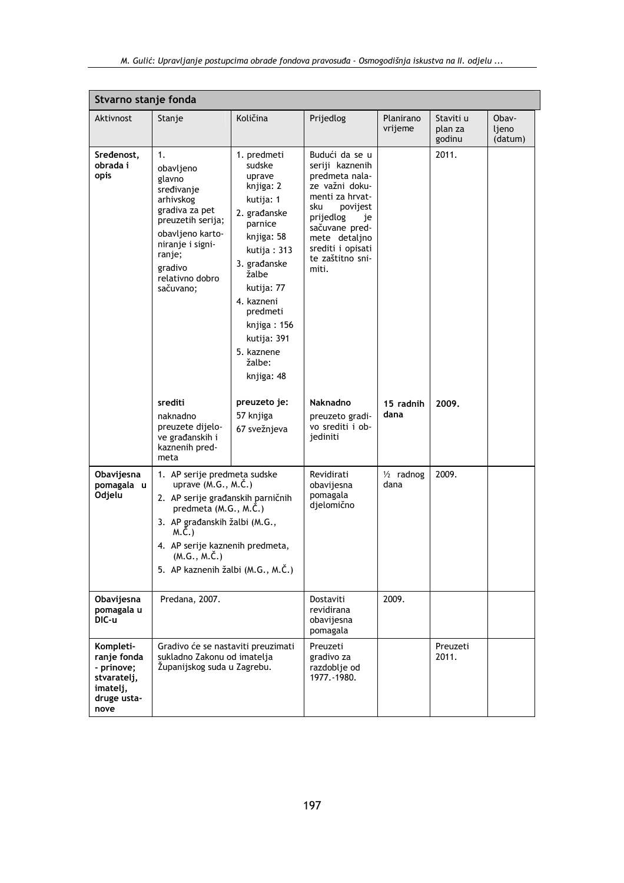| Stvarno stanje fonda | | | | | | |
|---|---|---|---|---|---|---|
| Aktivnost | Stanje | Količina | Prijedlog | Planirano vrijeme | Staviti u plan za godinu | Obavljeno (datum) |
| **Sređenost, obrada i opis** | 1. obavljeno glavno sređivanje arhivskog gradiva za pet preuzetih serija; obavljeno kartoniranje i signiranje; gradivo relativno dobro sačuvano; | 1. predmeti sudske uprave knjiga: 2 kutija: 1<br>2. građanske parnice knjiga: 58 kutija : 313<br>3. građanske žalbe kutija: 77<br>4. kazneni predmeti knjiga : 156 kutija: 391<br>5. kaznene žalbe: knjiga: 48 | Budući da se u seriji kaznenih predmeta nalaze važni dokumenti za hrvatsku povijest prijedlog je sačuvane predmete detaljno srediti i opisati te zaštitno snimiti. | | 2011. | |
| | **srediti** naknadno preuzete dijelove građanskih i kaznenih predmeta | **preuzeto je:** 57 knjiga 67 svežnjeva | **Naknadno** preuzeto gradivo srediti i objediniti | **15 radnih dana** | **2009.** | |
| **Obavijesna pomagala u Odjelu** | 1. AP serije predmeta sudske uprave (M.G., M.Č.)<br>2. AP serije građanskih parničnih predmeta (M.G., M.Č.)<br>3. AP građanskih žalbi (M.G., M.Č.)<br>4. AP serije kaznenih predmeta, (M.G., M.Č.)<br>5. AP kaznenih žalbi (M.G., M.Č.) | | Revidirati obavijesna pomagala djelomično | ½ radnog dana | 2009. | |
| **Obavijesna pomagala u DIC-u** | Predana, 2007. | | Dostaviti revidirana obavijesna pomagala | 2009. | | |
| **Kompletiranje fonda - prinove; stvaratelj, imatelj, druge ustanove** | Gradivo će se nastaviti preuzimati sukladno Zakonu od imatelja Županijskog suda u Zagrebu. | | Preuzeti gradivo za razdoblje od 1977.-1980. | | Preuzeti 2011. | |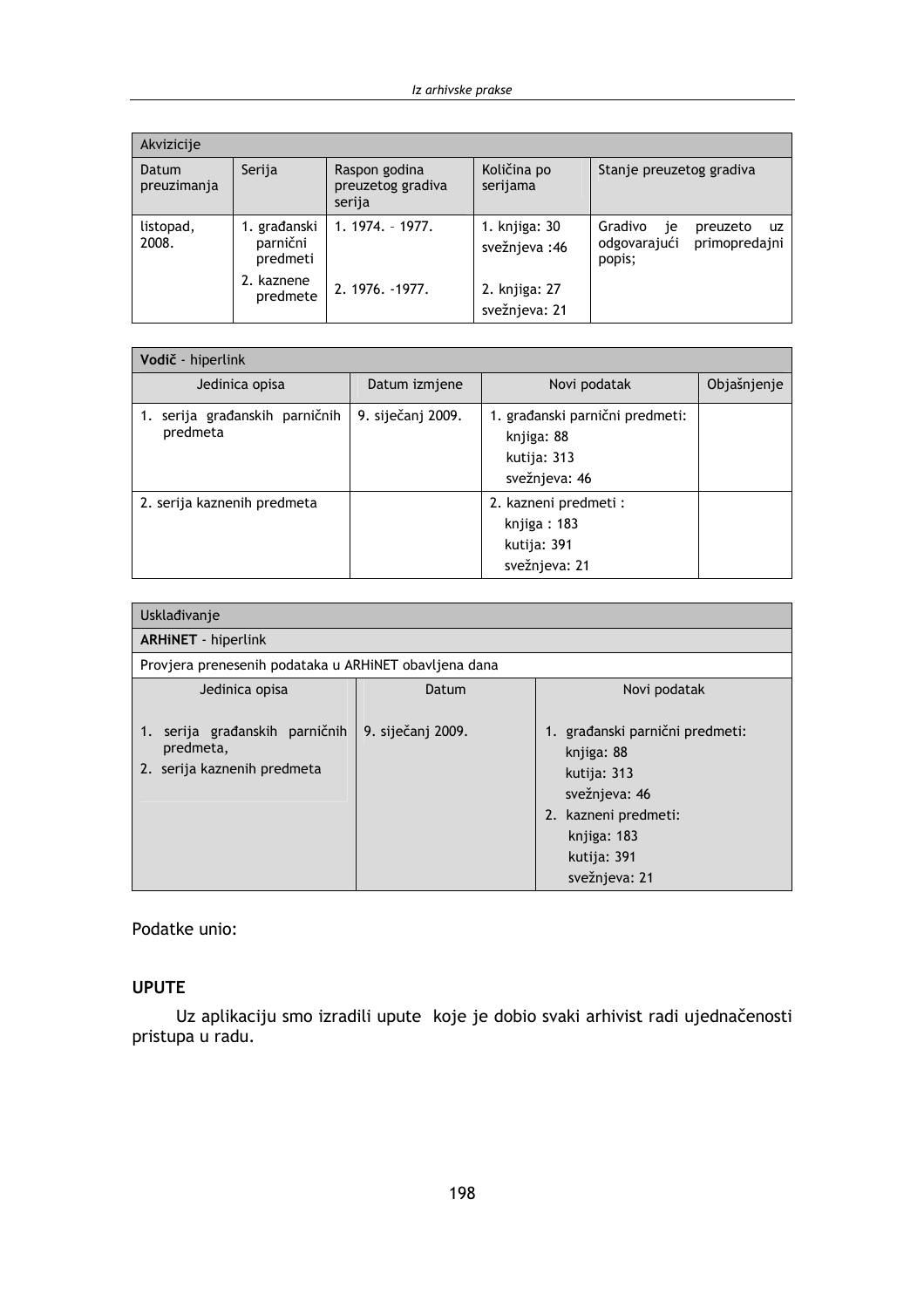| Akvizicije | | | | |
|---|---|---|---|---|
| Datum preuzimanja | Serija | Raspon godina preuzetog gradiva serija | Količina po serijama | Stanje preuzetog gradiva |
| listopad, 2008. | 1. građanski parnični predmeti<br>2. kaznene predmete | 1. 1974. – 1977.<br>2. 1976. -1977. | 1. knjiga: 30<br>svežnjeva :46<br>2. knjiga: 27<br>svežnjeva: 21 | Gradivo je preuzeto uz odgovarajući primopredajni popis; |

| **Vodič** - hiperlink | | | |
|---|---|---|---|
| Jedinica opisa | Datum izmjene | Novi podatak | Objašnjenje |
| 1. serija građanskih parničnih predmeta | 9. siječanj 2009. | 1. građanski parnični predmeti:<br>knjiga: 88<br>kutija: 313<br>svežnjeva: 46 | |
| 2. serija kaznenih predmeta | | 2. kazneni predmeti :<br>knjiga : 183<br>kutija: 391<br>svežnjeva: 21 | |

| Usklađivanje | | |
|---|---|---|
| **ARHiNET** - hiperlink | | |
| Provjera prenesenih podataka u ARHiNET obavljena dana | | |
| Jedinica opisa | Datum | Novi podatak |
| 1. serija građanskih parničnih predmeta,<br>2. serija kaznenih predmeta | 9. siječanj 2009. | 1. građanski parnični predmeti:<br>knjiga: 88<br>kutija: 313<br>svežnjeva: 46<br>2. kazneni predmeti:<br>knjiga: 183<br>kutija: 391<br>svežnjeva: 21 |

Podatke unio:

**UPUTE**

Uz aplikaciju smo izradili upute koje je dobio svaki arhivist radi ujednačenosti pristupa u radu.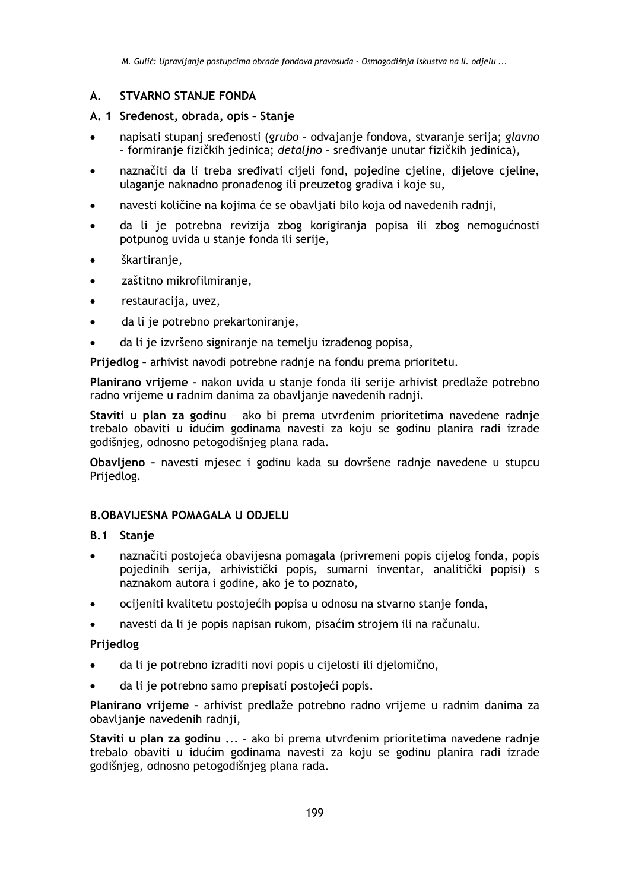## A. STVARNO STANJE FONDA

### A. 1 Sređenost, obrada, opis – Stanje

- napisati stupanj sređenosti (*grubo* – odvajanje fondova, stvaranje serija; *glavno* – formiranje fizičkih jedinica; *detaljno* – sređivanje unutar fizičkih jedinica),
- naznačiti da li treba sređivati cijeli fond, pojedine cjeline, dijelove cjeline, ulaganje naknadno pronađenog ili preuzetog gradiva i koje su,
- navesti količine na kojima će se obavljati bilo koja od navedenih radnji,
- da li je potrebna revizija zbog korigiranja popisa ili zbog nemogućnosti potpunog uvida u stanje fonda ili serije,
- škartiranje,
- zaštitno mikrofilmiranje,
- restauracija, uvez,
- da li je potrebno prekartoniranje,
- da li je izvršeno signiranje na temelju izrađenog popisa,

**Prijedlog** – arhivist navodi potrebne radnje na fondu prema prioritetu.

**Planirano vrijeme** – nakon uvida u stanje fonda ili serije arhivist predlaže potrebno radno vrijeme u radnim danima za obavljanje navedenih radnji.

**Staviti u plan za godinu** – ako bi prema utvrđenim prioritetima navedene radnje trebalo obaviti u idućim godinama navesti za koju se godinu planira radi izrade godišnjeg, odnosno petogodišnjeg plana rada.

**Obavljeno** – navesti mjesec i godinu kada su dovršene radnje navedene u stupcu Prijedlog.

## B.OBAVIJESNA POMAGALA U ODJELU

### B.1 Stanje

- naznačiti postojeća obavijesna pomagala (privremeni popis cijelog fonda, popis pojedinih serija, arhivistički popis, sumarni inventar, analitički popisi) s naznakom autora i godine, ako je to poznato,
- ocijeniti kvalitetu postojećih popisa u odnosu na stvarno stanje fonda,
- navesti da li je popis napisan rukom, pisaćim strojem ili na računalu.

**Prijedlog**

- da li je potrebno izraditi novi popis u cijelosti ili djelomično,
- da li je potrebno samo prepisati postojeći popis.

**Planirano vrijeme** – arhivist predlaže potrebno radno vrijeme u radnim danima za obavljanje navedenih radnji,

**Staviti u plan za godinu ...** – ako bi prema utvrđenim prioritetima navedene radnje trebalo obaviti u idućim godinama navesti za koju se godinu planira radi izrade godišnjeg, odnosno petogodišnjeg plana rada.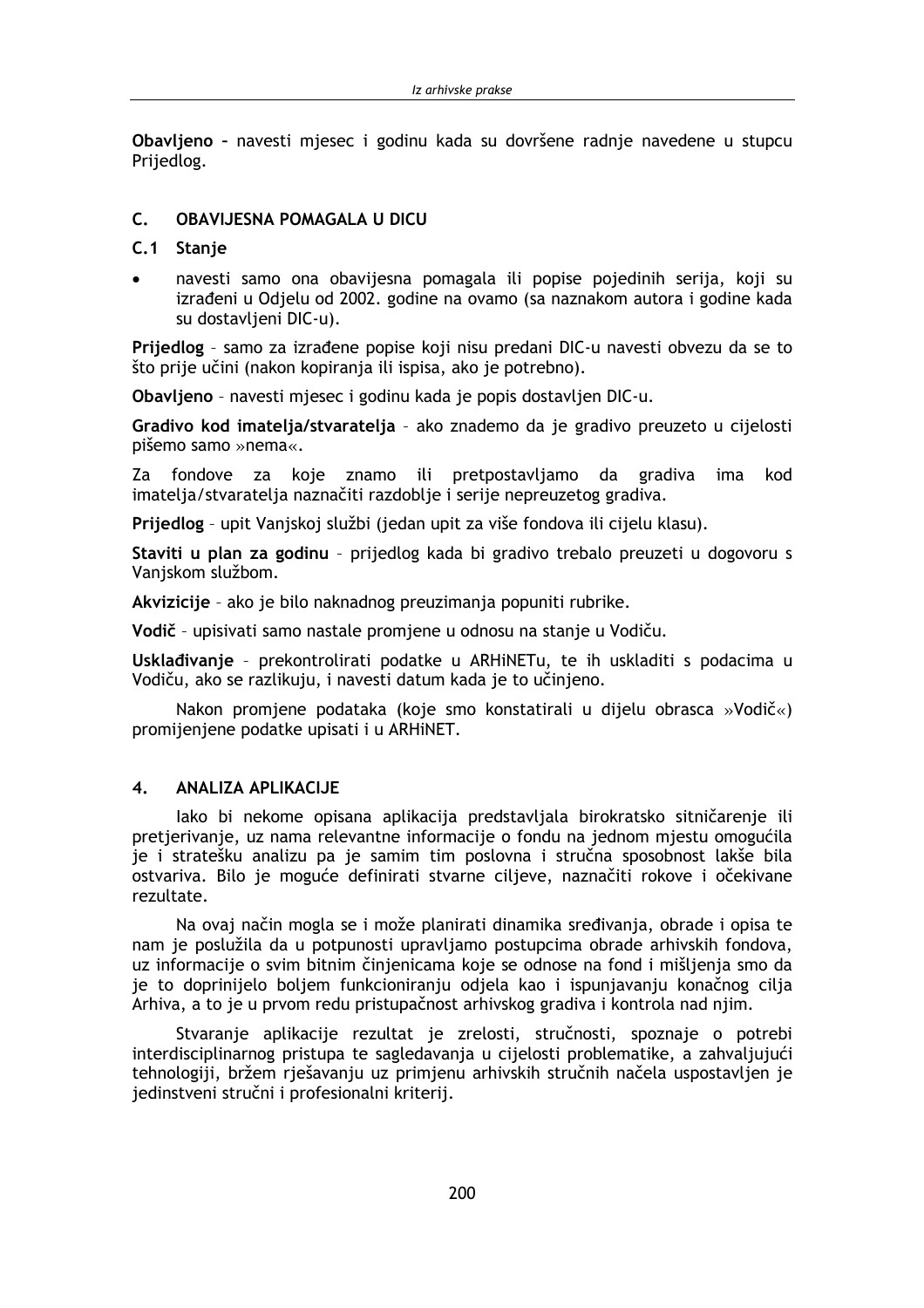**Obavljeno** – navesti mjesec i godinu kada su dovršene radnje navedene u stupcu Prijedlog.

## C. OBAVIJESNA POMAGALA U DICU

### C.1 Stanje

- navesti samo ona obavijesna pomagala ili popise pojedinih serija, koji su izrađeni u Odjelu od 2002. godine na ovamo (sa naznakom autora i godine kada su dostavljeni DIC-u).

**Prijedlog** – samo za izrađene popise koji nisu predani DIC-u navesti obvezu da se to što prije učini (nakon kopiranja ili ispisa, ako je potrebno).

**Obavljeno** – navesti mjesec i godinu kada je popis dostavljen DIC-u.

**Gradivo kod imatelja/stvaratelja** – ako znademo da je gradivo preuzeto u cijelosti pišemo samo »nema«.

Za fondove za koje znamo ili pretpostavljamo da gradiva ima kod imatelja/stvaratelja naznačiti razdoblje i serije nepreuzetog gradiva.

**Prijedlog** – upit Vanjskoj službi (jedan upit za više fondova ili cijelu klasu).

**Staviti u plan za godinu** – prijedlog kada bi gradivo trebalo preuzeti u dogovoru s Vanjskom službom.

**Akvizicije** – ako je bilo naknadnog preuzimanja popuniti rubrike.

**Vodič** – upisivati samo nastale promjene u odnosu na stanje u Vodiču.

**Usklađivanje** – prekontrolirati podatke u ARHiNETu, te ih uskladiti s podacima u Vodiču, ako se razlikuju, i navesti datum kada je to učinjeno.

Nakon promjene podataka (koje smo konstatirali u dijelu obrasca »Vodič«) promijenjene podatke upisati i u ARHiNET.

## 4. ANALIZA APLIKACIJE

Iako bi nekome opisana aplikacija predstavljala birokratsko sitničarenje ili pretjerivanje, uz nama relevantne informacije o fondu na jednom mjestu omogućila je i stratešku analizu pa je samim tim poslovna i stručna sposobnost lakše bila ostvariva. Bilo je moguće definirati stvarne ciljeve, naznačiti rokove i očekivane rezultate.

Na ovaj način mogla se i može planirati dinamika sređivanja, obrade i opisa te nam je poslužila da u potpunosti upravljamo postupcima obrade arhivskih fondova, uz informacije o svim bitnim činjenicama koje se odnose na fond i mišljenja smo da je to doprinijelo boljem funkcioniranju odjela kao i ispunjavanju konačnog cilja Arhiva, a to je u prvom redu pristupačnost arhivskog gradiva i kontrola nad njim.

Stvaranje aplikacije rezultat je zrelosti, stručnosti, spoznaje o potrebi interdisciplinarnog pristupa te sagledavanja u cijelosti problematike, a zahvaljujući tehnologiji, bržem rješavanju uz primjenu arhivskih stručnih načela uspostavljen je jedinstveni stručni i profesionalni kriterij.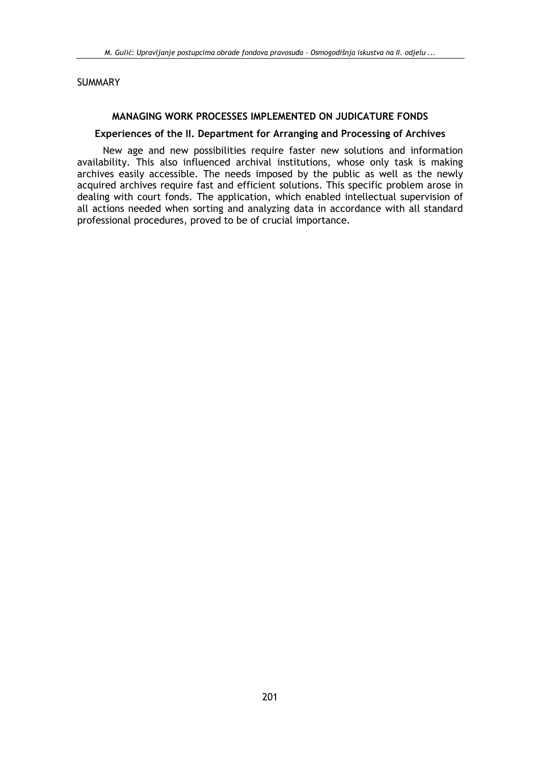SUMMARY

## MANAGING WORK PROCESSES IMPLEMENTED ON JUDICATURE FONDS

### Experiences of the II. Department for Arranging and Processing of Archives

New age and new possibilities require faster new solutions and information availability. This also influenced archival institutions, whose only task is making archives easily accessible. The needs imposed by the public as well as the newly acquired archives require fast and efficient solutions. This specific problem arose in dealing with court fonds. The application, which enabled intellectual supervision of all actions needed when sorting and analyzing data in accordance with all standard professional procedures, proved to be of crucial importance.